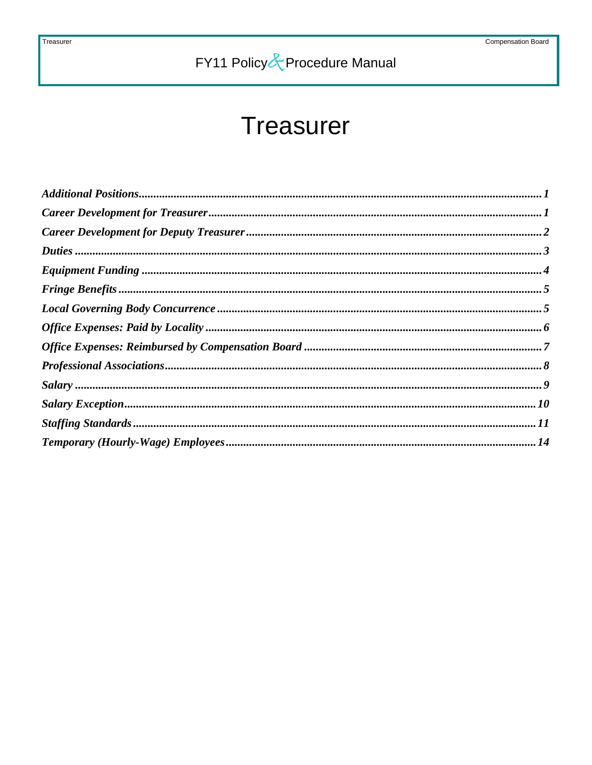# Treasurer

*Additional Positions* ........ *1*
*Career Development for Treasurer* ........ *1*
*Career Development for Deputy Treasurer* ........ *2*
*Duties* ........ *3*
*Equipment Funding* ........ *4*
*Fringe Benefits* ........ *5*
*Local Governing Body Concurrence* ........ *5*
*Office Expenses: Paid by Locality* ........ *6*
*Office Expenses: Reimbursed by Compensation Board* ........ *7*
*Professional Associations* ........ *8*
*Salary* ........ *9*
*Salary Exception* ........ *10*
*Staffing Standards* ........ *11*
*Temporary (Hourly-Wage) Employees* ........ *14*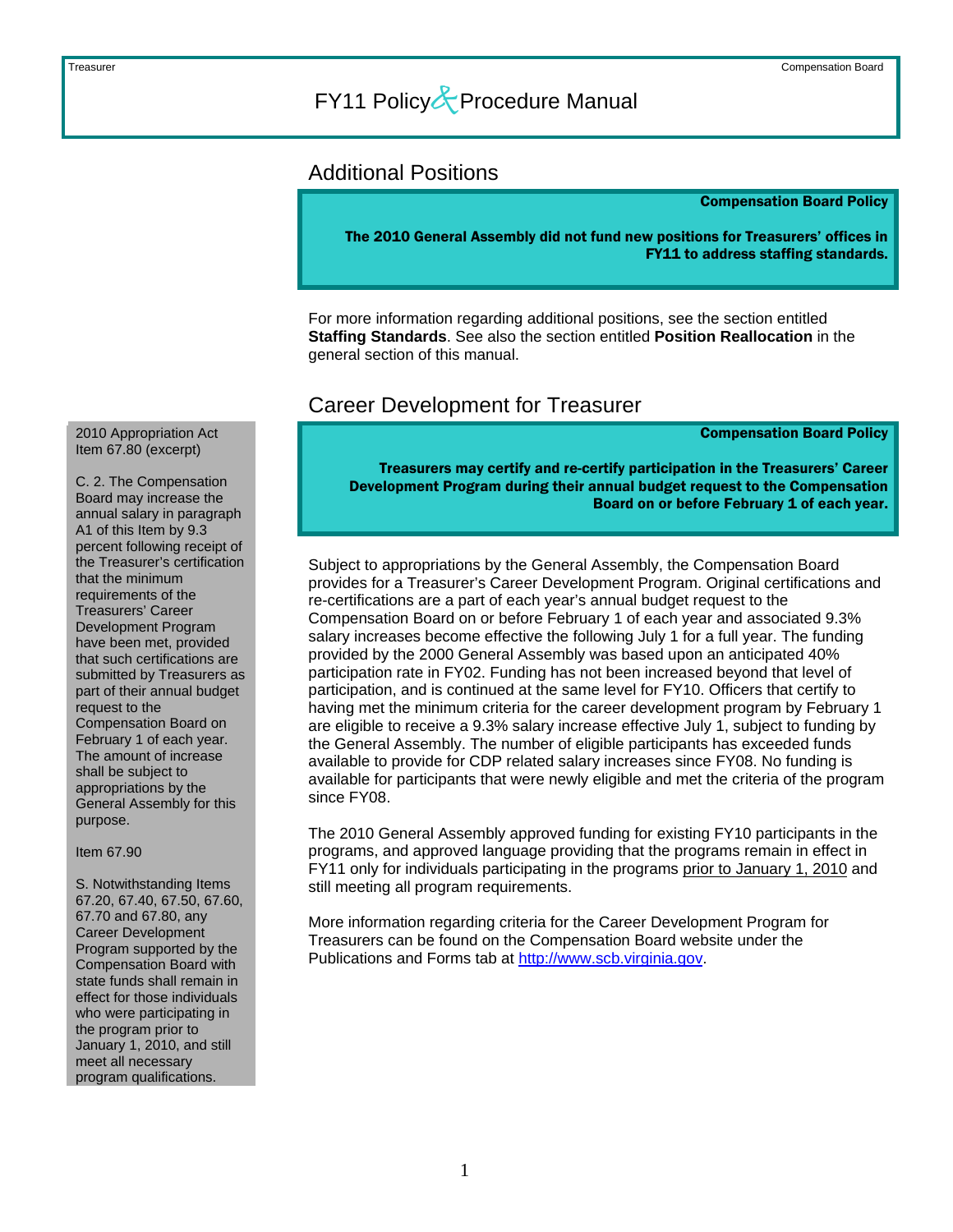## Additional Positions

**Compensation Board Policy**

**The 2010 General Assembly did not fund new positions for Treasurers' offices in FY11 to address staffing standards.**

For more information regarding additional positions, see the section entitled **Staffing Standards**. See also the section entitled **Position Reallocation** in the general section of this manual.

## Career Development for Treasurer

2010 Appropriation Act Item 67.80 (excerpt)

C. 2. The Compensation Board may increase the annual salary in paragraph A1 of this Item by 9.3 percent following receipt of the Treasurer's certification that the minimum requirements of the Treasurers' Career Development Program have been met, provided that such certifications are submitted by Treasurers as part of their annual budget request to the Compensation Board on February 1 of each year. The amount of increase shall be subject to appropriations by the General Assembly for this purpose.

Item 67.90

S. Notwithstanding Items 67.20, 67.40, 67.50, 67.60, 67.70 and 67.80, any Career Development Program supported by the Compensation Board with state funds shall remain in effect for those individuals who were participating in the program prior to January 1, 2010, and still meet all necessary program qualifications.

**Compensation Board Policy**

**Treasurers may certify and re-certify participation in the Treasurers' Career Development Program during their annual budget request to the Compensation Board on or before February 1 of each year.**

Subject to appropriations by the General Assembly, the Compensation Board provides for a Treasurer's Career Development Program. Original certifications and re-certifications are a part of each year's annual budget request to the Compensation Board on or before February 1 of each year and associated 9.3% salary increases become effective the following July 1 for a full year. The funding provided by the 2000 General Assembly was based upon an anticipated 40% participation rate in FY02. Funding has not been increased beyond that level of participation, and is continued at the same level for FY10. Officers that certify to having met the minimum criteria for the career development program by February 1 are eligible to receive a 9.3% salary increase effective July 1, subject to funding by the General Assembly. The number of eligible participants has exceeded funds available to provide for CDP related salary increases since FY08. No funding is available for participants that were newly eligible and met the criteria of the program since FY08.

The 2010 General Assembly approved funding for existing FY10 participants in the programs, and approved language providing that the programs remain in effect in FY11 only for individuals participating in the programs prior to January 1, 2010 and still meeting all program requirements.

More information regarding criteria for the Career Development Program for Treasurers can be found on the Compensation Board website under the Publications and Forms tab at http://www.scb.virginia.gov.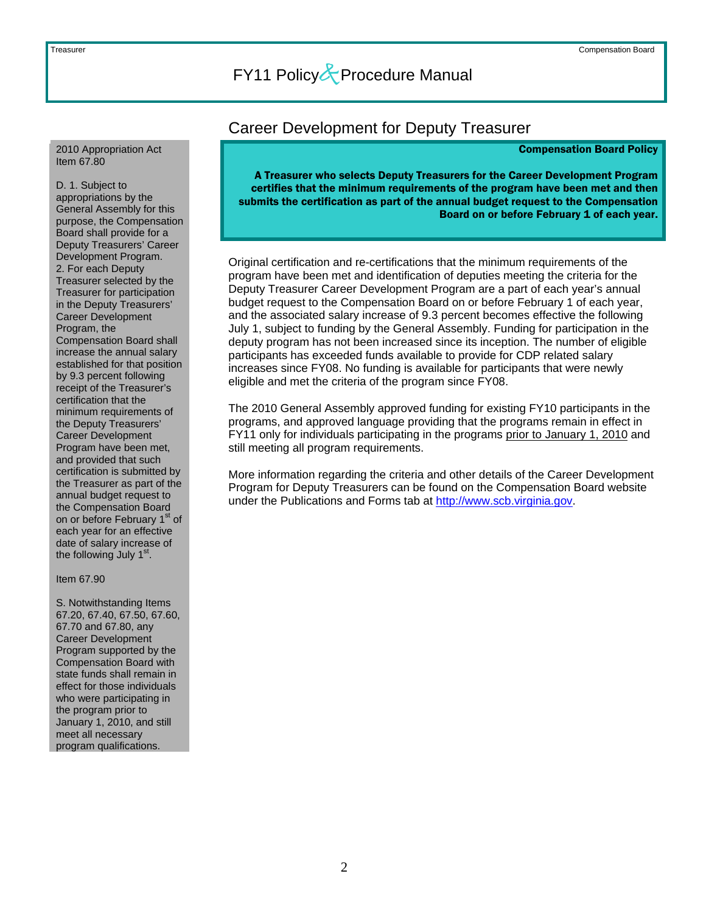## Career Development for Deputy Treasurer

2010 Appropriation Act
Item 67.80

D. 1. Subject to appropriations by the General Assembly for this purpose, the Compensation Board shall provide for a Deputy Treasurers' Career Development Program.
2. For each Deputy Treasurer selected by the Treasurer for participation in the Deputy Treasurers' Career Development Program, the Compensation Board shall increase the annual salary established for that position by 9.3 percent following receipt of the Treasurer's certification that the minimum requirements of the Deputy Treasurers' Career Development Program have been met, and provided that such certification is submitted by the Treasurer as part of the annual budget request to the Compensation Board on or before February 1st of each year for an effective date of salary increase of the following July 1st.

Item 67.90

S. Notwithstanding Items 67.20, 67.40, 67.50, 67.60, 67.70 and 67.80, any Career Development Program supported by the Compensation Board with state funds shall remain in effect for those individuals who were participating in the program prior to January 1, 2010, and still meet all necessary program qualifications.

**Compensation Board Policy**

**A Treasurer who selects Deputy Treasurers for the Career Development Program certifies that the minimum requirements of the program have been met and then submits the certification as part of the annual budget request to the Compensation Board on or before February 1 of each year.**

Original certification and re-certifications that the minimum requirements of the program have been met and identification of deputies meeting the criteria for the Deputy Treasurer Career Development Program are a part of each year's annual budget request to the Compensation Board on or before February 1 of each year, and the associated salary increase of 9.3 percent becomes effective the following July 1, subject to funding by the General Assembly. Funding for participation in the deputy program has not been increased since its inception. The number of eligible participants has exceeded funds available to provide for CDP related salary increases since FY08. No funding is available for participants that were newly eligible and met the criteria of the program since FY08.

The 2010 General Assembly approved funding for existing FY10 participants in the programs, and approved language providing that the programs remain in effect in FY11 only for individuals participating in the programs prior to January 1, 2010 and still meeting all program requirements.

More information regarding the criteria and other details of the Career Development Program for Deputy Treasurers can be found on the Compensation Board website under the Publications and Forms tab at http://www.scb.virginia.gov.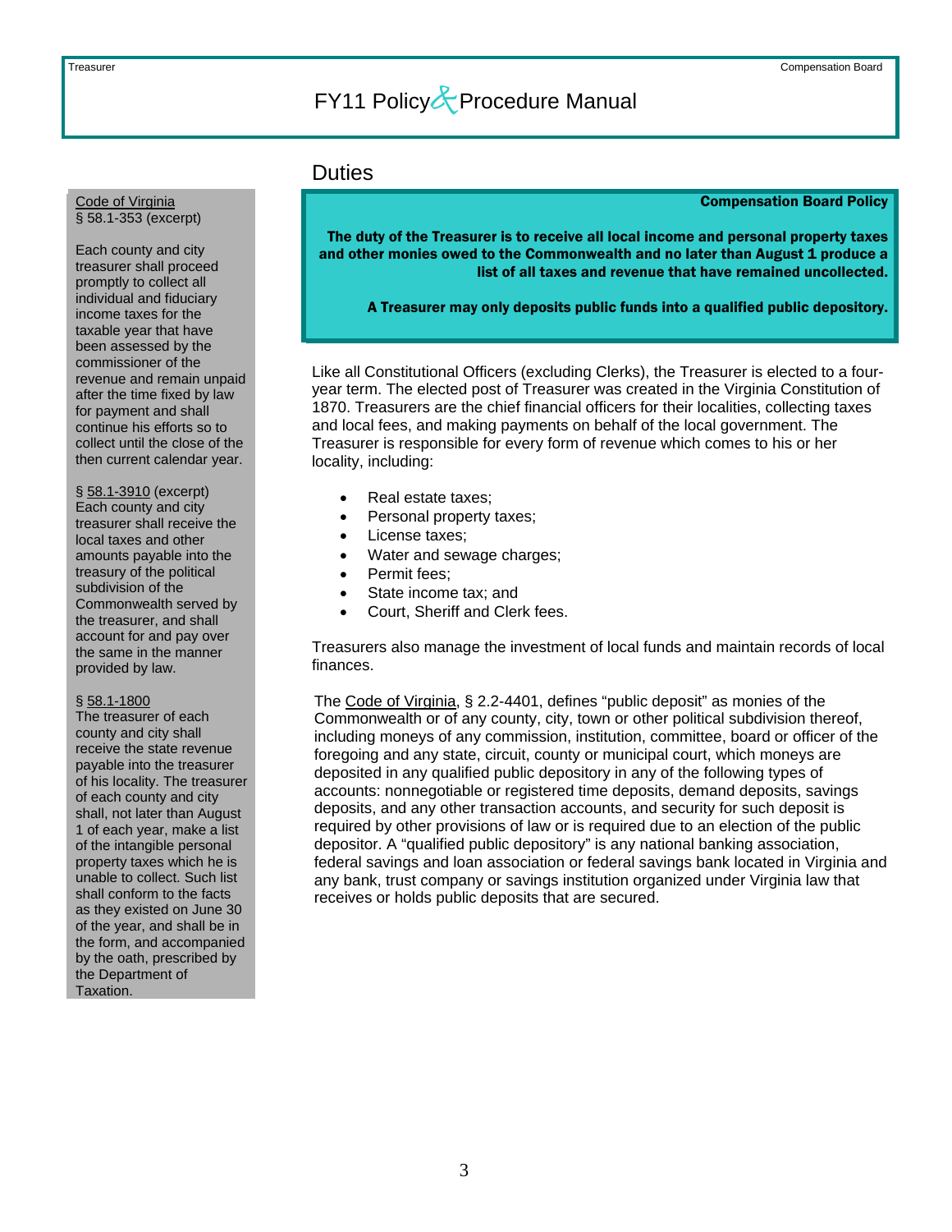## Duties

**Compensation Board Policy**

**The duty of the Treasurer is to receive all local income and personal property taxes and other monies owed to the Commonwealth and no later than August 1 produce a list of all taxes and revenue that have remained uncollected.**

**A Treasurer may only deposits public funds into a qualified public depository.**

Like all Constitutional Officers (excluding Clerks), the Treasurer is elected to a four-year term. The elected post of Treasurer was created in the Virginia Constitution of 1870. Treasurers are the chief financial officers for their localities, collecting taxes and local fees, and making payments on behalf of the local government. The Treasurer is responsible for every form of revenue which comes to his or her locality, including:

- Real estate taxes;
- Personal property taxes;
- License taxes;
- Water and sewage charges;
- Permit fees;
- State income tax; and
- Court, Sheriff and Clerk fees.

Treasurers also manage the investment of local funds and maintain records of local finances.

The Code of Virginia, § 2.2-4401, defines "public deposit" as monies of the Commonwealth or of any county, city, town or other political subdivision thereof, including moneys of any commission, institution, committee, board or officer of the foregoing and any state, circuit, county or municipal court, which moneys are deposited in any qualified public depository in any of the following types of accounts: nonnegotiable or registered time deposits, demand deposits, savings deposits, and any other transaction accounts, and security for such deposit is required by other provisions of law or is required due to an election of the public depositor. A "qualified public depository" is any national banking association, federal savings and loan association or federal savings bank located in Virginia and any bank, trust company or savings institution organized under Virginia law that receives or holds public deposits that are secured.

Code of Virginia
§ 58.1-353 (excerpt)

Each county and city treasurer shall proceed promptly to collect all individual and fiduciary income taxes for the taxable year that have been assessed by the commissioner of the revenue and remain unpaid after the time fixed by law for payment and shall continue his efforts so to collect until the close of the then current calendar year.

§ 58.1-3910 (excerpt)
Each county and city treasurer shall receive the local taxes and other amounts payable into the treasury of the political subdivision of the Commonwealth served by the treasurer, and shall account for and pay over the same in the manner provided by law.

§ 58.1-1800
The treasurer of each county and city shall receive the state revenue payable into the treasurer of his locality. The treasurer of each county and city shall, not later than August 1 of each year, make a list of the intangible personal property taxes which he is unable to collect. Such list shall conform to the facts as they existed on June 30 of the year, and shall be in the form, and accompanied by the oath, prescribed by the Department of Taxation.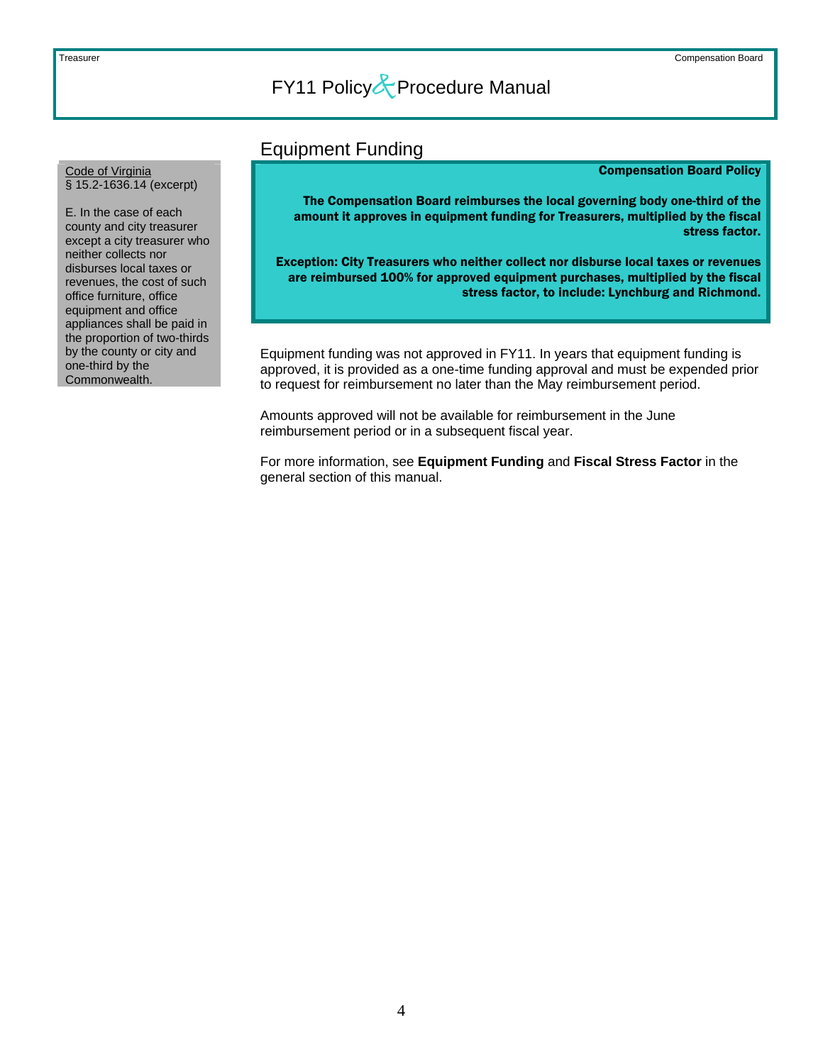## Equipment Funding

Code of Virginia
§ 15.2-1636.14 (excerpt)

E. In the case of each county and city treasurer except a city treasurer who neither collects nor disburses local taxes or revenues, the cost of such office furniture, office equipment and office appliances shall be paid in the proportion of two-thirds by the county or city and one-third by the Commonwealth.

**Compensation Board Policy**

**The Compensation Board reimburses the local governing body one-third of the amount it approves in equipment funding for Treasurers, multiplied by the fiscal stress factor.**

**Exception: City Treasurers who neither collect nor disburse local taxes or revenues are reimbursed 100% for approved equipment purchases, multiplied by the fiscal stress factor, to include: Lynchburg and Richmond.**

Equipment funding was not approved in FY11. In years that equipment funding is approved, it is provided as a one-time funding approval and must be expended prior to request for reimbursement no later than the May reimbursement period.

Amounts approved will not be available for reimbursement in the June reimbursement period or in a subsequent fiscal year.

For more information, see **Equipment Funding** and **Fiscal Stress Factor** in the general section of this manual.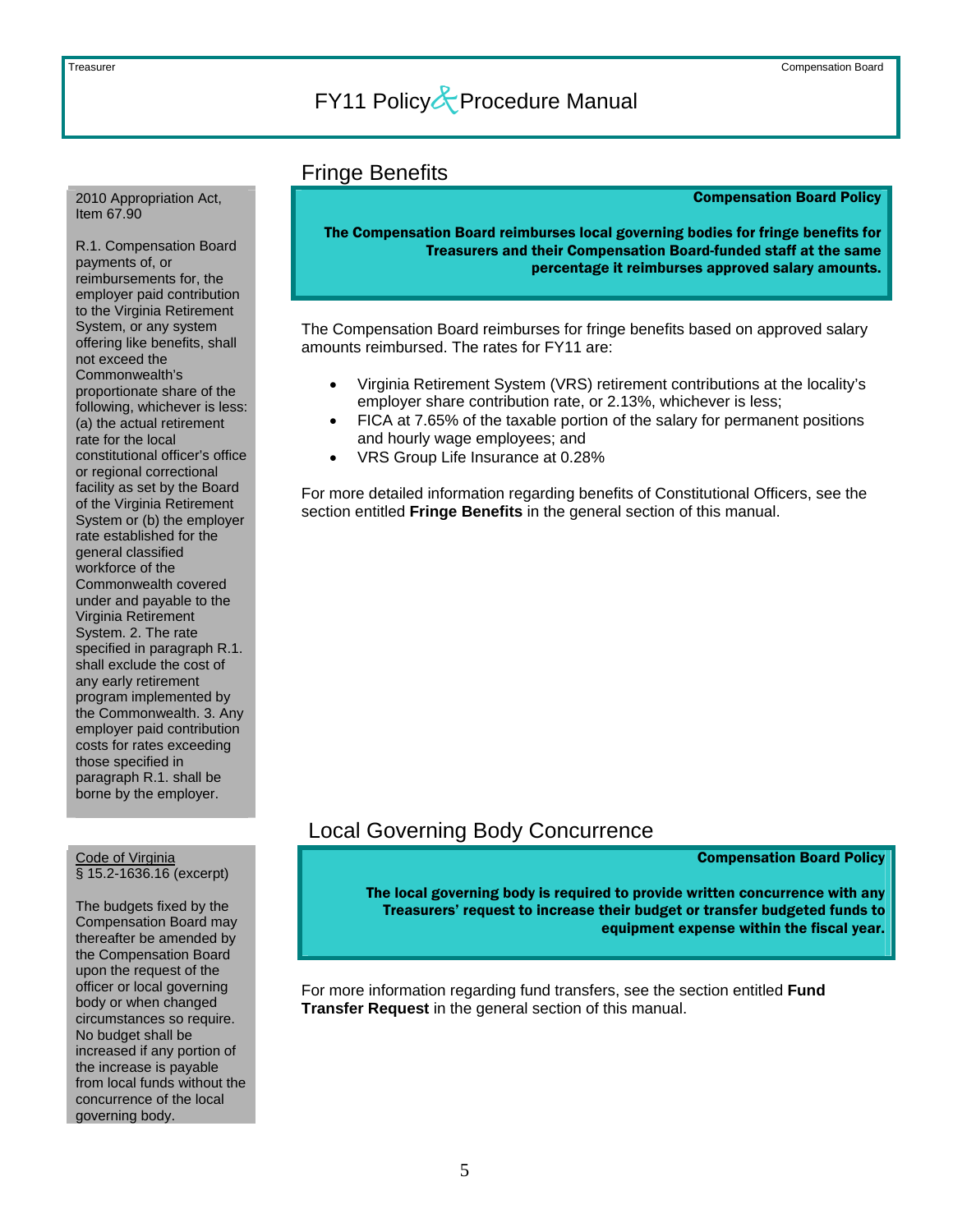## Fringe Benefits

2010 Appropriation Act, Item 67.90

R.1. Compensation Board payments of, or reimbursements for, the employer paid contribution to the Virginia Retirement System, or any system offering like benefits, shall not exceed the Commonwealth's proportionate share of the following, whichever is less: (a) the actual retirement rate for the local constitutional officer's office or regional correctional facility as set by the Board of the Virginia Retirement System or (b) the employer rate established for the general classified workforce of the Commonwealth covered under and payable to the Virginia Retirement System. 2. The rate specified in paragraph R.1. shall exclude the cost of any early retirement program implemented by the Commonwealth. 3. Any employer paid contribution costs for rates exceeding those specified in paragraph R.1. shall be borne by the employer.

**Compensation Board Policy**

**The Compensation Board reimburses local governing bodies for fringe benefits for Treasurers and their Compensation Board-funded staff at the same percentage it reimburses approved salary amounts.**

The Compensation Board reimburses for fringe benefits based on approved salary amounts reimbursed. The rates for FY11 are:

- Virginia Retirement System (VRS) retirement contributions at the locality's employer share contribution rate, or 2.13%, whichever is less;
- FICA at 7.65% of the taxable portion of the salary for permanent positions and hourly wage employees; and
- VRS Group Life Insurance at 0.28%

For more detailed information regarding benefits of Constitutional Officers, see the section entitled **Fringe Benefits** in the general section of this manual.

## Local Governing Body Concurrence

Code of Virginia § 15.2-1636.16 (excerpt)

The budgets fixed by the Compensation Board may thereafter be amended by the Compensation Board upon the request of the officer or local governing body or when changed circumstances so require. No budget shall be increased if any portion of the increase is payable from local funds without the concurrence of the local governing body.

**Compensation Board Policy**

**The local governing body is required to provide written concurrence with any Treasurers' request to increase their budget or transfer budgeted funds to equipment expense within the fiscal year.**

For more information regarding fund transfers, see the section entitled **Fund Transfer Request** in the general section of this manual.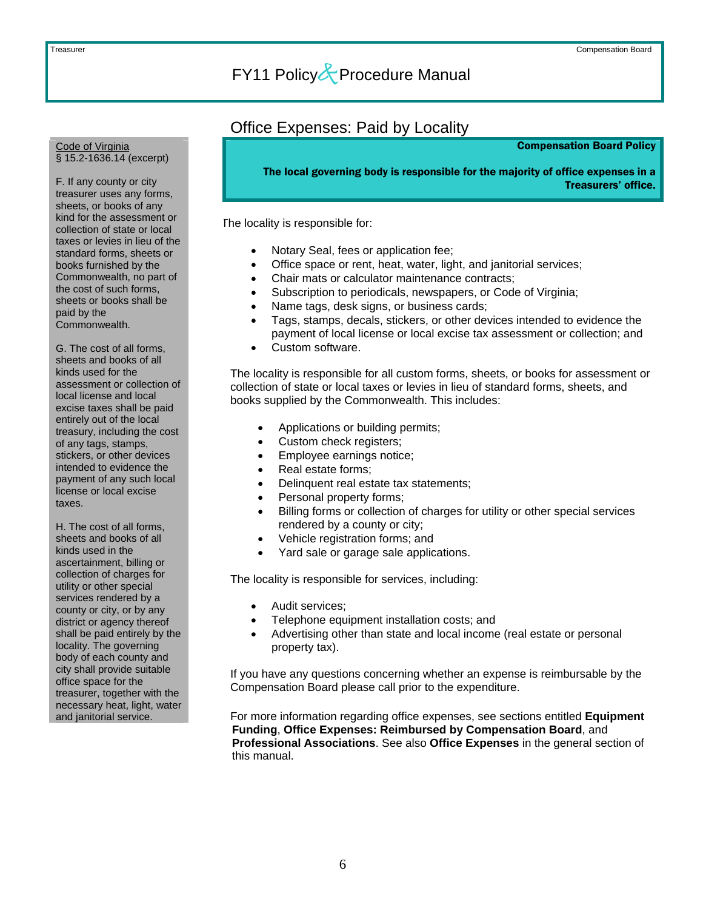# Office Expenses: Paid by Locality

**Compensation Board Policy**

**The local governing body is responsible for the majority of office expenses in a Treasurers' office.**

Code of Virginia
§ 15.2-1636.14 (excerpt)

F. If any county or city treasurer uses any forms, sheets, or books of any kind for the assessment or collection of state or local taxes or levies in lieu of the standard forms, sheets or books furnished by the Commonwealth, no part of the cost of such forms, sheets or books shall be paid by the Commonwealth.

G. The cost of all forms, sheets and books of all kinds used for the assessment or collection of local license and local excise taxes shall be paid entirely out of the local treasury, including the cost of any tags, stamps, stickers, or other devices intended to evidence the payment of any such local license or local excise taxes.

H. The cost of all forms, sheets and books of all kinds used in the ascertainment, billing or collection of charges for utility or other special services rendered by a county or city, or by any district or agency thereof shall be paid entirely by the locality. The governing body of each county and city shall provide suitable office space for the treasurer, together with the necessary heat, light, water and janitorial service.

The locality is responsible for:

- Notary Seal, fees or application fee;
- Office space or rent, heat, water, light, and janitorial services;
- Chair mats or calculator maintenance contracts;
- Subscription to periodicals, newspapers, or Code of Virginia;
- Name tags, desk signs, or business cards;
- Tags, stamps, decals, stickers, or other devices intended to evidence the payment of local license or local excise tax assessment or collection; and
- Custom software.

The locality is responsible for all custom forms, sheets, or books for assessment or collection of state or local taxes or levies in lieu of standard forms, sheets, and books supplied by the Commonwealth. This includes:

- Applications or building permits;
- Custom check registers;
- Employee earnings notice;
- Real estate forms;
- Delinquent real estate tax statements;
- Personal property forms;
- Billing forms or collection of charges for utility or other special services rendered by a county or city;
- Vehicle registration forms; and
- Yard sale or garage sale applications.

The locality is responsible for services, including:

- Audit services;
- Telephone equipment installation costs; and
- Advertising other than state and local income (real estate or personal property tax).

If you have any questions concerning whether an expense is reimbursable by the Compensation Board please call prior to the expenditure.

For more information regarding office expenses, see sections entitled **Equipment Funding**, **Office Expenses: Reimbursed by Compensation Board**, and **Professional Associations**. See also **Office Expenses** in the general section of this manual.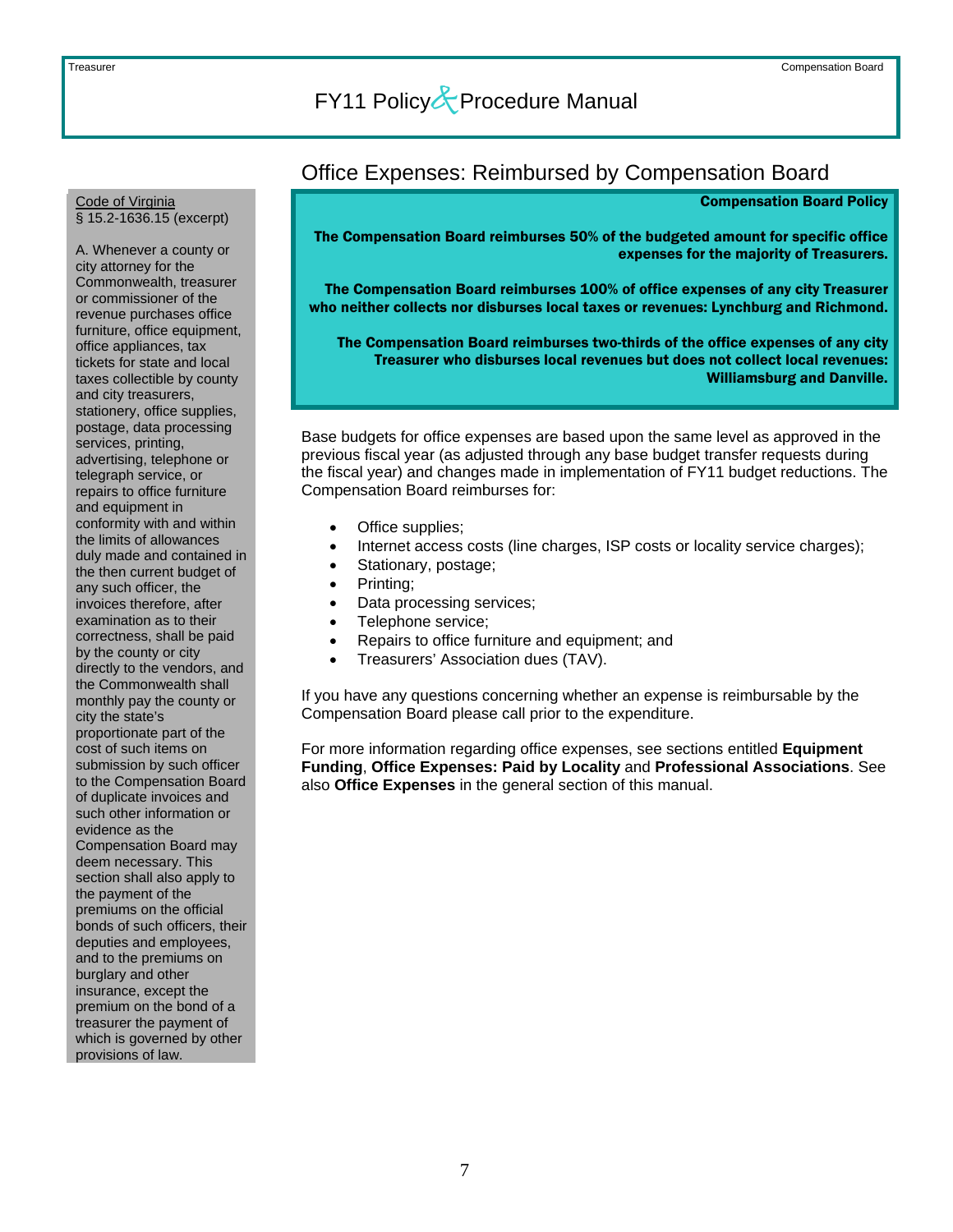# Office Expenses: Reimbursed by Compensation Board

**Compensation Board Policy**

**The Compensation Board reimburses 50% of the budgeted amount for specific office expenses for the majority of Treasurers.**

**The Compensation Board reimburses 100% of office expenses of any city Treasurer who neither collects nor disburses local taxes or revenues: Lynchburg and Richmond.**

**The Compensation Board reimburses two-thirds of the office expenses of any city Treasurer who disburses local revenues but does not collect local revenues: Williamsburg and Danville.**

Base budgets for office expenses are based upon the same level as approved in the previous fiscal year (as adjusted through any base budget transfer requests during the fiscal year) and changes made in implementation of FY11 budget reductions. The Compensation Board reimburses for:

- Office supplies;
- Internet access costs (line charges, ISP costs or locality service charges);
- Stationary, postage;
- Printing;
- Data processing services;
- Telephone service;
- Repairs to office furniture and equipment; and
- Treasurers' Association dues (TAV).

If you have any questions concerning whether an expense is reimbursable by the Compensation Board please call prior to the expenditure.

For more information regarding office expenses, see sections entitled **Equipment Funding**, **Office Expenses: Paid by Locality** and **Professional Associations**. See also **Office Expenses** in the general section of this manual.

Code of Virginia
§ 15.2-1636.15 (excerpt)

A. Whenever a county or city attorney for the Commonwealth, treasurer or commissioner of the revenue purchases office furniture, office equipment, office appliances, tax tickets for state and local taxes collectible by county and city treasurers, stationery, office supplies, postage, data processing services, printing, advertising, telephone or telegraph service, or repairs to office furniture and equipment in conformity with and within the limits of allowances duly made and contained in the then current budget of any such officer, the invoices therefore, after examination as to their correctness, shall be paid by the county or city directly to the vendors, and the Commonwealth shall monthly pay the county or city the state's proportionate part of the cost of such items on submission by such officer to the Compensation Board of duplicate invoices and such other information or evidence as the Compensation Board may deem necessary. This section shall also apply to the payment of the premiums on the official bonds of such officers, their deputies and employees, and to the premiums on burglary and other insurance, except the premium on the bond of a treasurer the payment of which is governed by other provisions of law.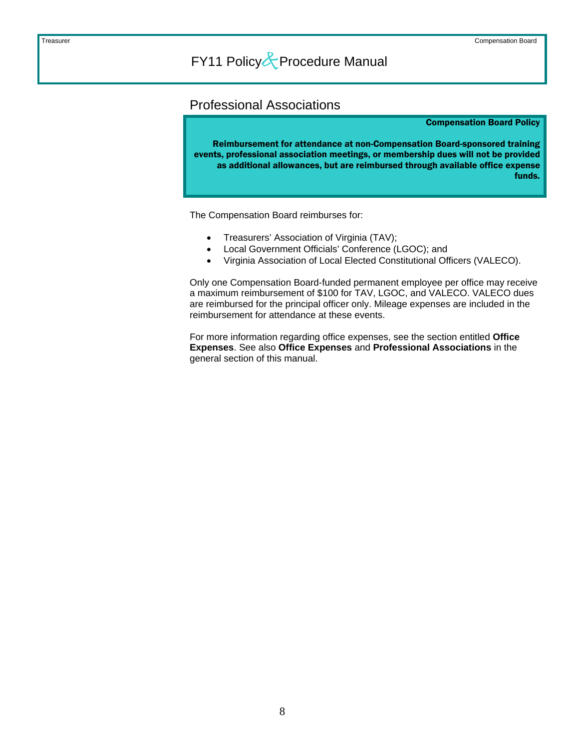## Professional Associations

**Compensation Board Policy**

**Reimbursement for attendance at non-Compensation Board-sponsored training events, professional association meetings, or membership dues will not be provided as additional allowances, but are reimbursed through available office expense funds.**

The Compensation Board reimburses for:

- Treasurers' Association of Virginia (TAV);
- Local Government Officials' Conference (LGOC); and
- Virginia Association of Local Elected Constitutional Officers (VALECO).

Only one Compensation Board-funded permanent employee per office may receive a maximum reimbursement of $100 for TAV, LGOC, and VALECO. VALECO dues are reimbursed for the principal officer only. Mileage expenses are included in the reimbursement for attendance at these events.

For more information regarding office expenses, see the section entitled **Office Expenses**. See also **Office Expenses** and **Professional Associations** in the general section of this manual.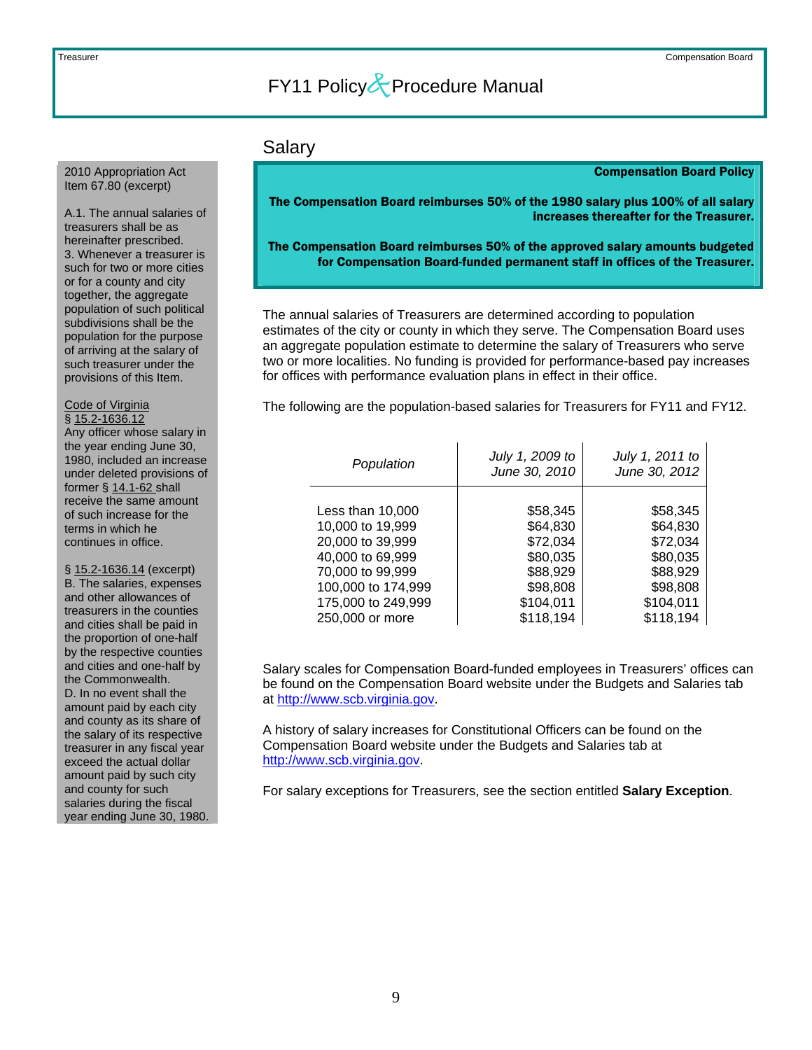## Salary

**Compensation Board Policy**

**The Compensation Board reimburses 50% of the 1980 salary plus 100% of all salary increases thereafter for the Treasurer.**

**The Compensation Board reimburses 50% of the approved salary amounts budgeted for Compensation Board-funded permanent staff in offices of the Treasurer.**

2010 Appropriation Act Item 67.80 (excerpt)

A.1. The annual salaries of treasurers shall be as hereinafter prescribed.
3. Whenever a treasurer is such for two or more cities or for a county and city together, the aggregate population of such political subdivisions shall be the population for the purpose of arriving at the salary of such treasurer under the provisions of this Item.

Code of Virginia
§ 15.2-1636.12
Any officer whose salary in the year ending June 30, 1980, included an increase under deleted provisions of former § 14.1-62 shall receive the same amount of such increase for the terms in which he continues in office.

§ 15.2-1636.14 (excerpt)
B. The salaries, expenses and other allowances of treasurers in the counties and cities shall be paid in the proportion of one-half by the respective counties and cities and one-half by the Commonwealth.
D. In no event shall the amount paid by each city and county as its share of the salary of its respective treasurer in any fiscal year exceed the actual dollar amount paid by such city and county for such salaries during the fiscal year ending June 30, 1980.

The annual salaries of Treasurers are determined according to population estimates of the city or county in which they serve. The Compensation Board uses an aggregate population estimate to determine the salary of Treasurers who serve two or more localities. No funding is provided for performance-based pay increases for offices with performance evaluation plans in effect in their office.

The following are the population-based salaries for Treasurers for FY11 and FY12.

| *Population* | *July 1, 2009 to June 30, 2010* | *July 1, 2011 to June 30, 2012* |
|---|---|---|
| Less than 10,000 | $58,345 | $58,345 |
| 10,000 to 19,999 | $64,830 | $64,830 |
| 20,000 to 39,999 | $72,034 | $72,034 |
| 40,000 to 69,999 | $80,035 | $80,035 |
| 70,000 to 99,999 | $88,929 | $88,929 |
| 100,000 to 174,999 | $98,808 | $98,808 |
| 175,000 to 249,999 | $104,011 | $104,011 |
| 250,000 or more | $118,194 | $118,194 |

Salary scales for Compensation Board-funded employees in Treasurers' offices can be found on the Compensation Board website under the Budgets and Salaries tab at http://www.scb.virginia.gov.

A history of salary increases for Constitutional Officers can be found on the Compensation Board website under the Budgets and Salaries tab at http://www.scb.virginia.gov.

For salary exceptions for Treasurers, see the section entitled **Salary Exception**.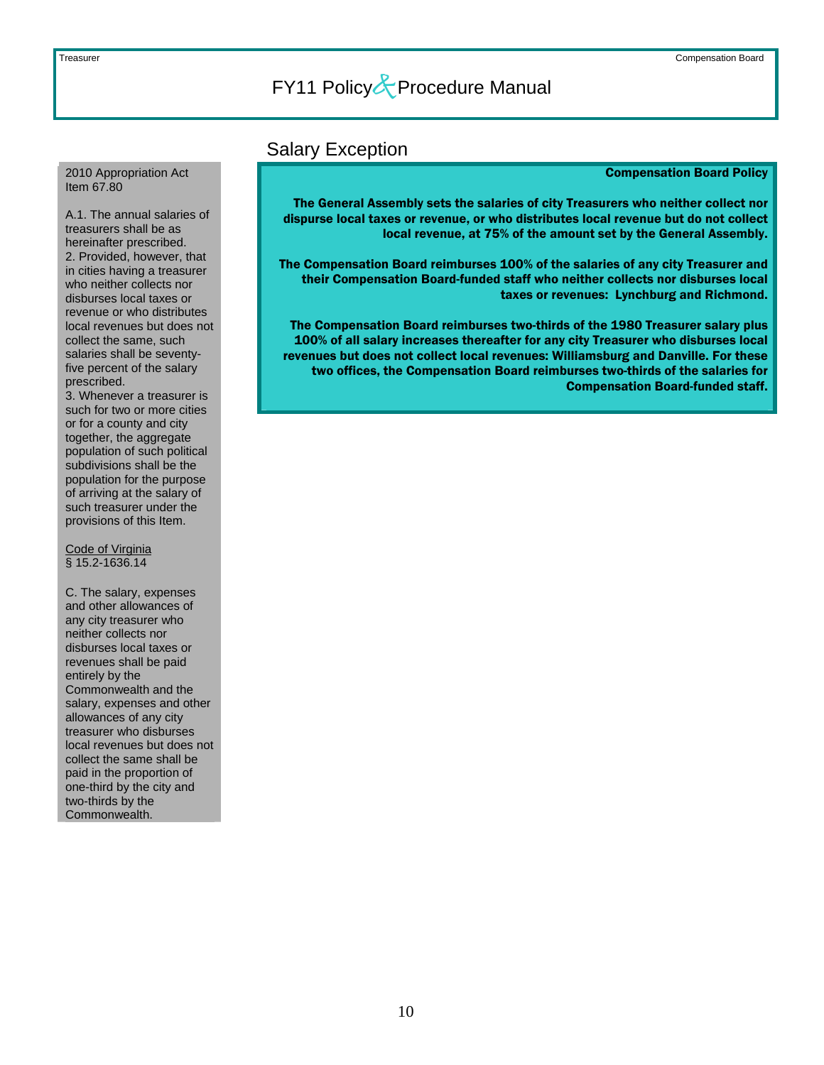## Salary Exception

2010 Appropriation Act
Item 67.80

A.1. The annual salaries of treasurers shall be as hereinafter prescribed.
2. Provided, however, that in cities having a treasurer who neither collects nor disburses local taxes or revenue or who distributes local revenues but does not collect the same, such salaries shall be seventy-five percent of the salary prescribed.
3. Whenever a treasurer is such for two or more cities or for a county and city together, the aggregate population of such political subdivisions shall be the population for the purpose of arriving at the salary of such treasurer under the provisions of this Item.

Code of Virginia
§ 15.2-1636.14

C. The salary, expenses and other allowances of any city treasurer who neither collects nor disburses local taxes or revenues shall be paid entirely by the Commonwealth and the salary, expenses and other allowances of any city treasurer who disburses local revenues but does not collect the same shall be paid in the proportion of one-third by the city and two-thirds by the Commonwealth.

**Compensation Board Policy**

**The General Assembly sets the salaries of city Treasurers who neither collect nor dispurse local taxes or revenue, or who distributes local revenue but do not collect local revenue, at 75% of the amount set by the General Assembly.**

**The Compensation Board reimburses 100% of the salaries of any city Treasurer and their Compensation Board-funded staff who neither collects nor disburses local taxes or revenues: Lynchburg and Richmond.**

**The Compensation Board reimburses two-thirds of the 1980 Treasurer salary plus 100% of all salary increases thereafter for any city Treasurer who disburses local revenues but does not collect local revenues: Williamsburg and Danville. For these two offices, the Compensation Board reimburses two-thirds of the salaries for Compensation Board-funded staff.**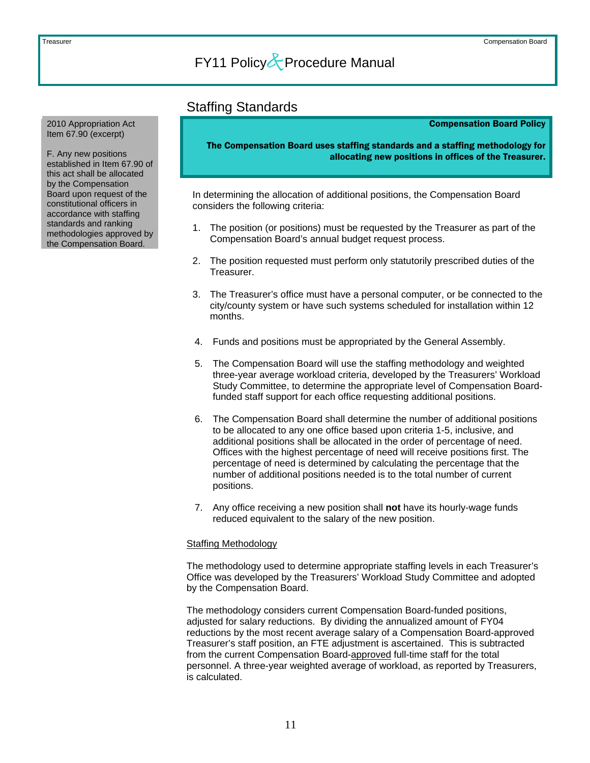## Staffing Standards

> 2010 Appropriation Act Item 67.90 (excerpt)
>
> F. Any new positions established in Item 67.90 of this act shall be allocated by the Compensation Board upon request of the constitutional officers in accordance with staffing standards and ranking methodologies approved by the Compensation Board.

**Compensation Board Policy**

**The Compensation Board uses staffing standards and a staffing methodology for allocating new positions in offices of the Treasurer.**

In determining the allocation of additional positions, the Compensation Board considers the following criteria:

1. The position (or positions) must be requested by the Treasurer as part of the Compensation Board's annual budget request process.
2. The position requested must perform only statutorily prescribed duties of the Treasurer.
3. The Treasurer's office must have a personal computer, or be connected to the city/county system or have such systems scheduled for installation within 12 months.
4. Funds and positions must be appropriated by the General Assembly.
5. The Compensation Board will use the staffing methodology and weighted three-year average workload criteria, developed by the Treasurers' Workload Study Committee, to determine the appropriate level of Compensation Board-funded staff support for each office requesting additional positions.
6. The Compensation Board shall determine the number of additional positions to be allocated to any one office based upon criteria 1-5, inclusive, and additional positions shall be allocated in the order of percentage of need. Offices with the highest percentage of need will receive positions first. The percentage of need is determined by calculating the percentage that the number of additional positions needed is to the total number of current positions.
7. Any office receiving a new position shall **not** have its hourly-wage funds reduced equivalent to the salary of the new position.

<u>Staffing Methodology</u>

The methodology used to determine appropriate staffing levels in each Treasurer's Office was developed by the Treasurers' Workload Study Committee and adopted by the Compensation Board.

The methodology considers current Compensation Board-funded positions, adjusted for salary reductions. By dividing the annualized amount of FY04 reductions by the most recent average salary of a Compensation Board-approved Treasurer's staff position, an FTE adjustment is ascertained. This is subtracted from the current Compensation Board-<u>approved</u> full-time staff for the total personnel. A three-year weighted average of workload, as reported by Treasurers, is calculated.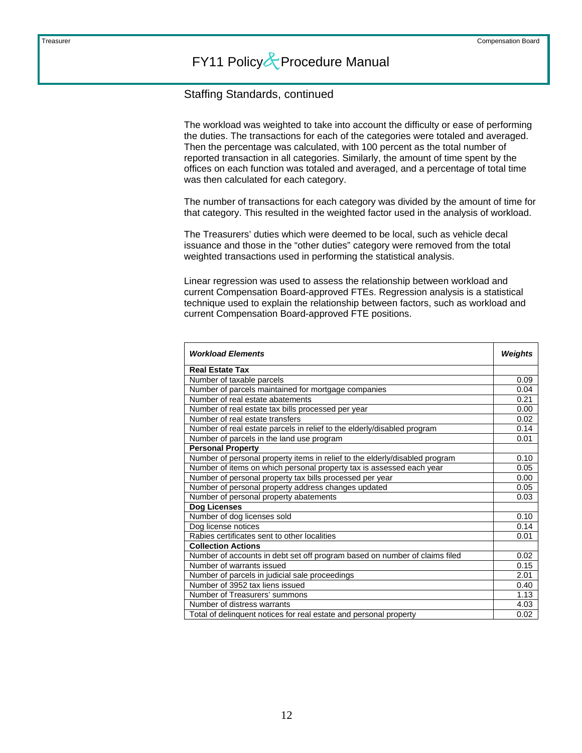## Staffing Standards, continued

The workload was weighted to take into account the difficulty or ease of performing the duties. The transactions for each of the categories were totaled and averaged. Then the percentage was calculated, with 100 percent as the total number of reported transaction in all categories. Similarly, the amount of time spent by the offices on each function was totaled and averaged, and a percentage of total time was then calculated for each category.

The number of transactions for each category was divided by the amount of time for that category. This resulted in the weighted factor used in the analysis of workload.

The Treasurers' duties which were deemed to be local, such as vehicle decal issuance and those in the "other duties" category were removed from the total weighted transactions used in performing the statistical analysis.

Linear regression was used to assess the relationship between workload and current Compensation Board-approved FTEs. Regression analysis is a statistical technique used to explain the relationship between factors, such as workload and current Compensation Board-approved FTE positions.

| ***Workload Elements*** | ***Weights*** |
|---|---|
| **Real Estate Tax** | |
| Number of taxable parcels | 0.09 |
| Number of parcels maintained for mortgage companies | 0.04 |
| Number of real estate abatements | 0.21 |
| Number of real estate tax bills processed per year | 0.00 |
| Number of real estate transfers | 0.02 |
| Number of real estate parcels in relief to the elderly/disabled program | 0.14 |
| Number of parcels in the land use program | 0.01 |
| **Personal Property** | |
| Number of personal property items in relief to the elderly/disabled program | 0.10 |
| Number of items on which personal property tax is assessed each year | 0.05 |
| Number of personal property tax bills processed per year | 0.00 |
| Number of personal property address changes updated | 0.05 |
| Number of personal property abatements | 0.03 |
| **Dog Licenses** | |
| Number of dog licenses sold | 0.10 |
| Dog license notices | 0.14 |
| Rabies certificates sent to other localities | 0.01 |
| **Collection Actions** | |
| Number of accounts in debt set off program based on number of claims filed | 0.02 |
| Number of warrants issued | 0.15 |
| Number of parcels in judicial sale proceedings | 2.01 |
| Number of 3952 tax liens issued | 0.40 |
| Number of Treasurers' summons | 1.13 |
| Number of distress warrants | 4.03 |
| Total of delinquent notices for real estate and personal property | 0.02 |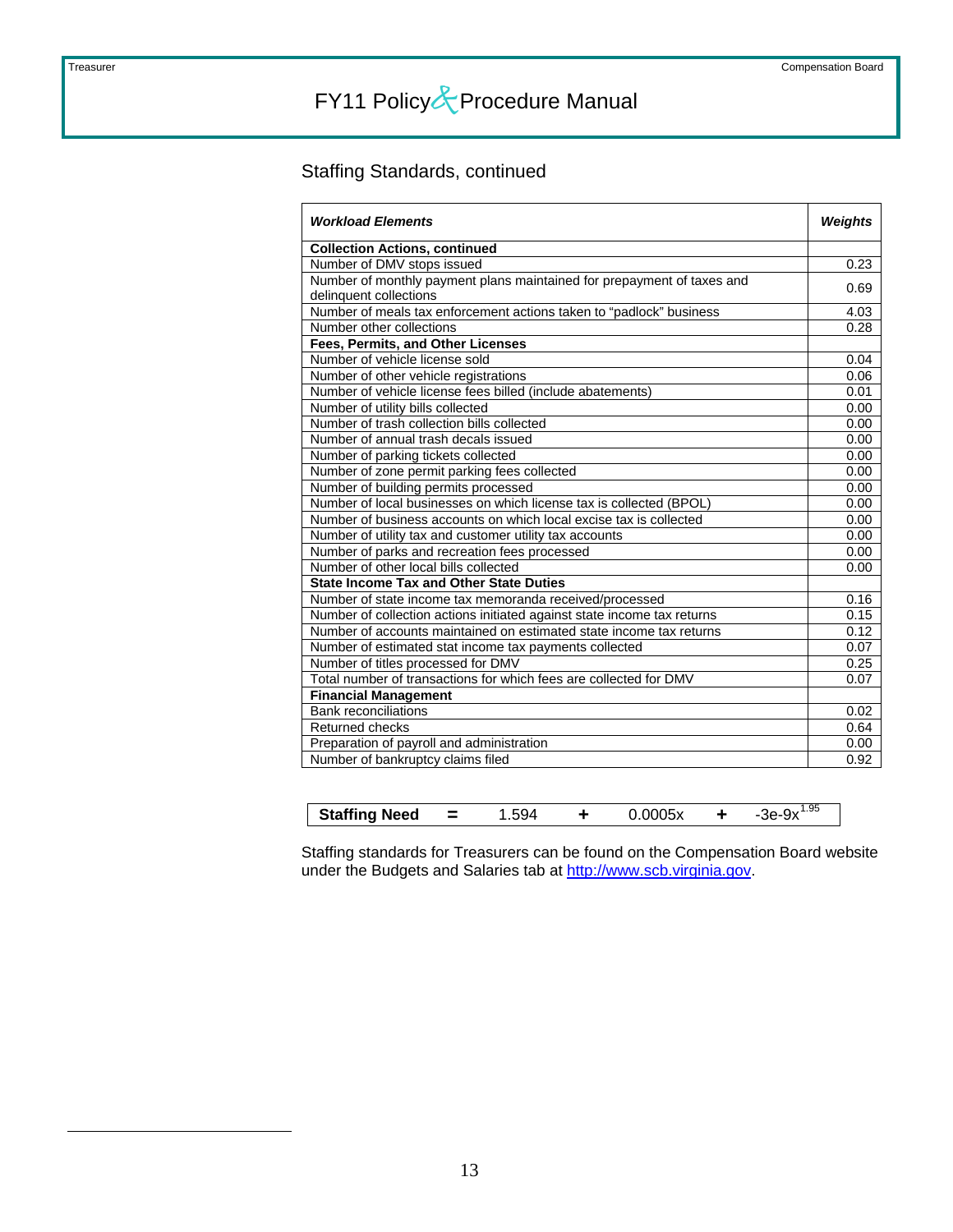## Staffing Standards, continued

| ***Workload Elements*** | ***Weights*** |
|---|---|
| **Collection Actions, continued** | |
| Number of DMV stops issued | 0.23 |
| Number of monthly payment plans maintained for prepayment of taxes and delinquent collections | 0.69 |
| Number of meals tax enforcement actions taken to "padlock" business | 4.03 |
| Number other collections | 0.28 |
| **Fees, Permits, and Other Licenses** | |
| Number of vehicle license sold | 0.04 |
| Number of other vehicle registrations | 0.06 |
| Number of vehicle license fees billed (include abatements) | 0.01 |
| Number of utility bills collected | 0.00 |
| Number of trash collection bills collected | 0.00 |
| Number of annual trash decals issued | 0.00 |
| Number of parking tickets collected | 0.00 |
| Number of zone permit parking fees collected | 0.00 |
| Number of building permits processed | 0.00 |
| Number of local businesses on which license tax is collected (BPOL) | 0.00 |
| Number of business accounts on which local excise tax is collected | 0.00 |
| Number of utility tax and customer utility tax accounts | 0.00 |
| Number of parks and recreation fees processed | 0.00 |
| Number of other local bills collected | 0.00 |
| **State Income Tax and Other State Duties** | |
| Number of state income tax memoranda received/processed | 0.16 |
| Number of collection actions initiated against state income tax returns | 0.15 |
| Number of accounts maintained on estimated state income tax returns | 0.12 |
| Number of estimated stat income tax payments collected | 0.07 |
| Number of titles processed for DMV | 0.25 |
| Total number of transactions for which fees are collected for DMV | 0.07 |
| **Financial Management** | |
| Bank reconciliations | 0.02 |
| Returned checks | 0.64 |
| Preparation of payroll and administration | 0.00 |
| Number of bankruptcy claims filed | 0.92 |

**Staffing Need** = 1.594 + 0.0005x + $-3e\text{-}9x^{1.95}$

Staffing standards for Treasurers can be found on the Compensation Board website under the Budgets and Salaries tab at http://www.scb.virginia.gov.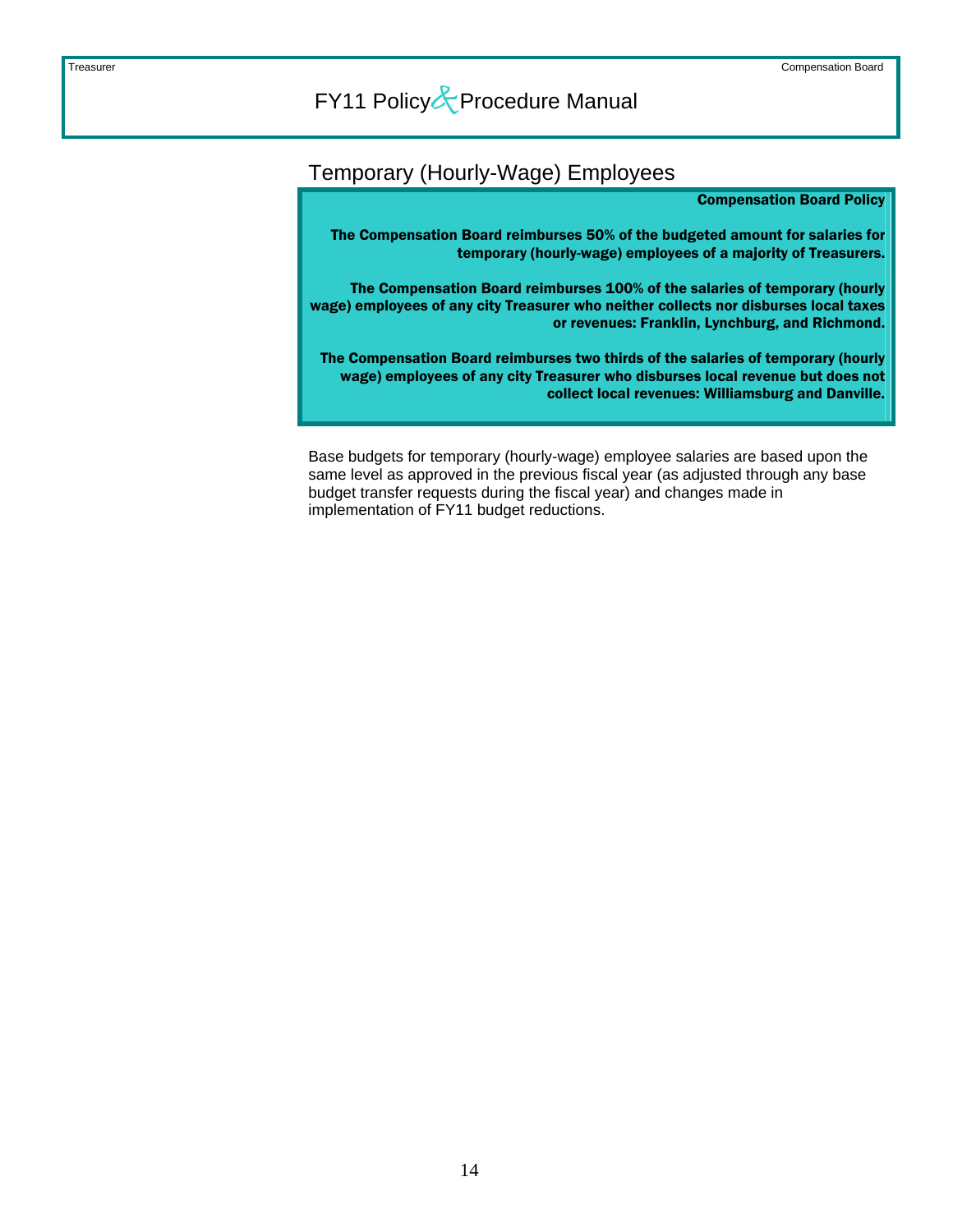## Temporary (Hourly-Wage) Employees

**Compensation Board Policy**

**The Compensation Board reimburses 50% of the budgeted amount for salaries for temporary (hourly-wage) employees of a majority of Treasurers.**

**The Compensation Board reimburses 100% of the salaries of temporary (hourly wage) employees of any city Treasurer who neither collects nor disburses local taxes or revenues: Franklin, Lynchburg, and Richmond.**

**The Compensation Board reimburses two thirds of the salaries of temporary (hourly wage) employees of any city Treasurer who disburses local revenue but does not collect local revenues: Williamsburg and Danville.**

Base budgets for temporary (hourly-wage) employee salaries are based upon the same level as approved in the previous fiscal year (as adjusted through any base budget transfer requests during the fiscal year) and changes made in implementation of FY11 budget reductions.